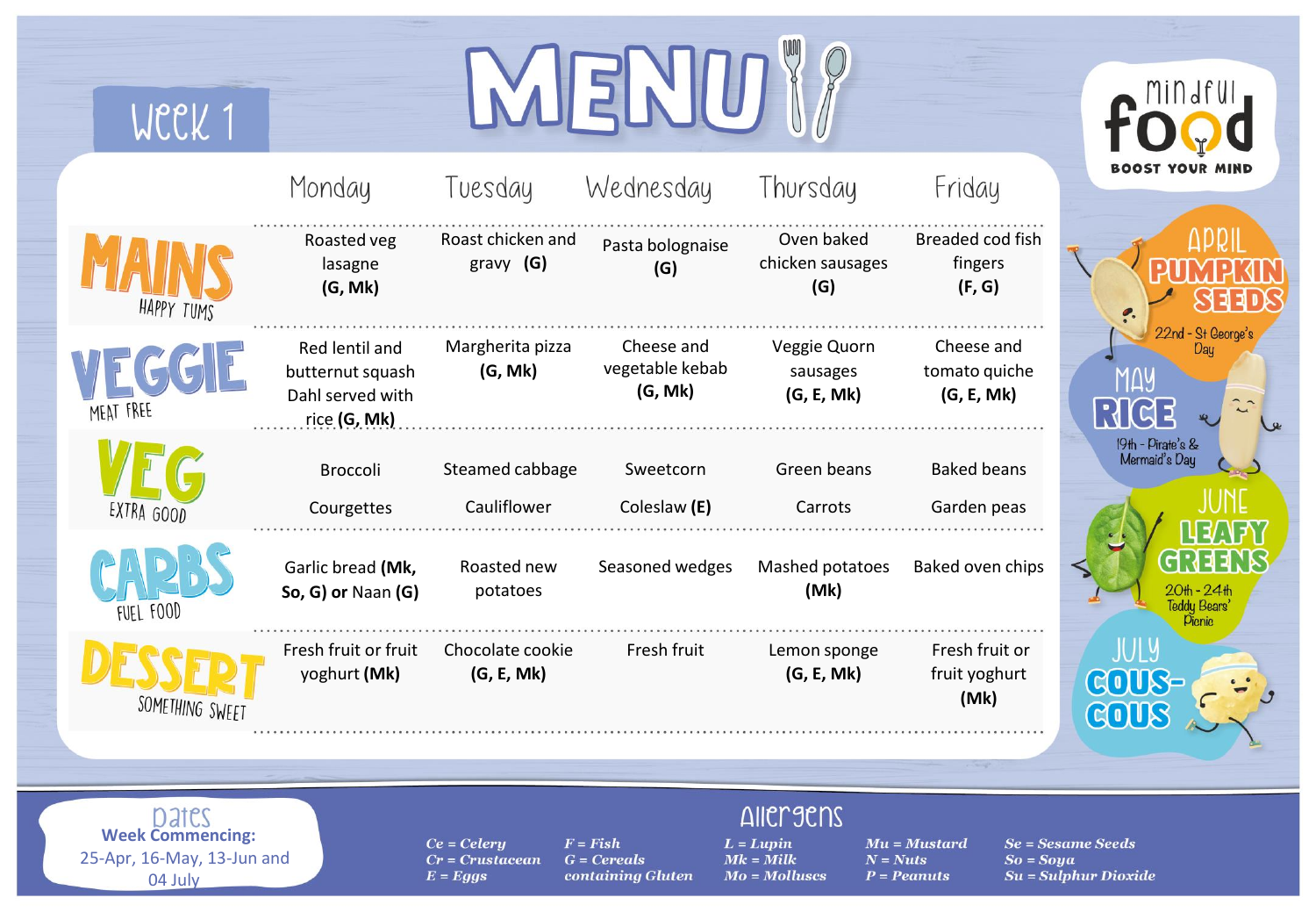# MENU

## Week 1

| | Monday | Tuesday | Wednesday | Thursday | Friday |
|---|---|---|---|---|---|
| **MAINS** HAPPY TUMS | Roasted veg lasagne **(G, Mk)** | Roast chicken and gravy **(G)** | Pasta bolognaise **(G)** | Oven baked chicken sausages **(G)** | Breaded cod fish fingers **(F, G)** |
| **VEGGIE** MEAT FREE | Red lentil and butternut squash Dahl served with rice **(G, Mk)** | Margherita pizza **(G, Mk)** | Cheese and vegetable kebab **(G, Mk)** | Veggie Quorn sausages **(G, E, Mk)** | Cheese and tomato quiche **(G, E, Mk)** |
| **VEG** EXTRA GOOD | Broccoli<br>Courgettes | Steamed cabbage<br>Cauliflower | Sweetcorn<br>Coleslaw **(E)** | Green beans<br>Carrots | Baked beans<br>Garden peas |
| **CARBS** FUEL FOOD | Garlic bread **(Mk, So, G) or** Naan **(G)** | Roasted new potatoes | Seasoned wedges | Mashed potatoes **(Mk)** | Baked oven chips |
| **DESSERT** SOMETHING SWEET | Fresh fruit or fruit yoghurt **(Mk)** | Chocolate cookie **(G, E, Mk)** | Fresh fruit | Lemon sponge **(G, E, Mk)** | Fresh fruit or fruit yoghurt **(Mk)** |

mindful food — BOOST YOUR MIND

**APRIL PUMPKIN SEEDS** — 22nd - St George's Day

**MAY RICE** — 19th - Pirate's & Mermaid's Day

**JUNE LEAFY GREENS** — 20th - 24th Teddy Bears' Picnic

**JULY COUS-COUS**

## Dates

**Week Commencing:**
25-Apr, 16-May, 13-Jun and 04 July

## Allergens

*Ce = Celery*
*Cr = Crustacean*
*E = Eggs*
*F = Fish*
*G = Cereals containing Gluten*
*L = Lupin*
*Mk = Milk*
*Mo = Molluscs*
*Mu = Mustard*
*N = Nuts*
*P = Peanuts*
*Se = Sesame Seeds*
*So = Soya*
*Su = Sulphur Dioxide*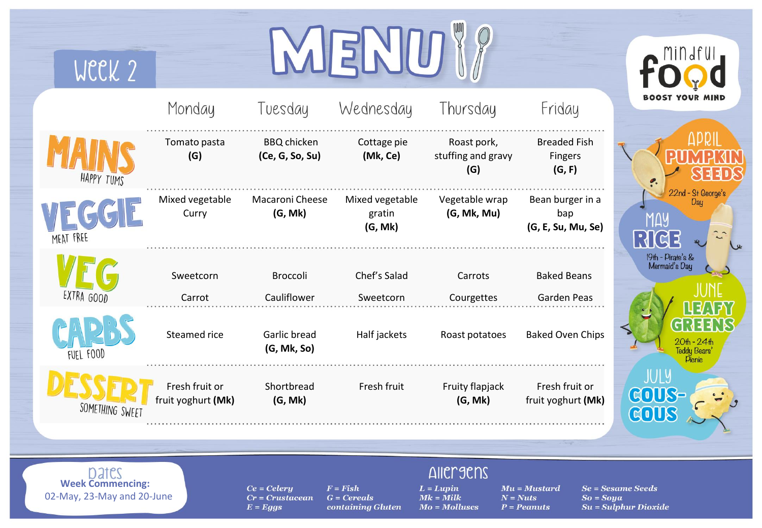# Week 2

# MENU

mindful food – BOOST YOUR MIND

| | Monday | Tuesday | Wednesday | Thursday | Friday |
|---|---|---|---|---|---|
| **MAINS** HAPPY TUMS | Tomato pasta **(G)** | BBQ chicken **(Ce, G, So, Su)** | Cottage pie **(Mk, Ce)** | Roast pork, stuffing and gravy **(G)** | Breaded Fish Fingers **(G, F)** |
| **VEGGIE** MEAT FREE | Mixed vegetable Curry | Macaroni Cheese **(G, Mk)** | Mixed vegetable gratin **(G, Mk)** | Vegetable wrap **(G, Mk, Mu)** | Bean burger in a bap **(G, E, Su, Mu, Se)** |
| **VEG** EXTRA GOOD | Sweetcorn<br>Carrot | Broccoli<br>Cauliflower | Chef's Salad<br>Sweetcorn | Carrots<br>Courgettes | Baked Beans<br>Garden Peas |
| **CARBS** FUEL FOOD | Steamed rice | Garlic bread **(G, Mk, So)** | Half jackets | Roast potatoes | Baked Oven Chips |
| **DESSERT** SOMETHING SWEET | Fresh fruit or fruit yoghurt **(Mk)** | Shortbread **(G, Mk)** | Fresh fruit | Fruity flapjack **(G, Mk)** | Fresh fruit or fruit yoghurt **(Mk)** |

**APRIL** PUMPKIN SEEDS – 22nd - St George's Day

**MAY** RICE – 19th - Pirate's & Mermaid's Day

**JUNE** LEAFY GREENS – 20th - 24th Teddy Bears' Picnic

**JULY** COUS-COUS

## Dates

**Week Commencing:**
02-May, 23-May and 20-June

## Allergens

*Ce = Celery*
*Cr = Crustacean*
*E = Eggs*
*F = Fish*
*G = Cereals containing Gluten*
*L = Lupin*
*Mk = Milk*
*Mo = Molluscs*
*Mu = Mustard*
*N = Nuts*
*P = Peanuts*
*Se = Sesame Seeds*
*So = Soya*
*Su = Sulphur Dioxide*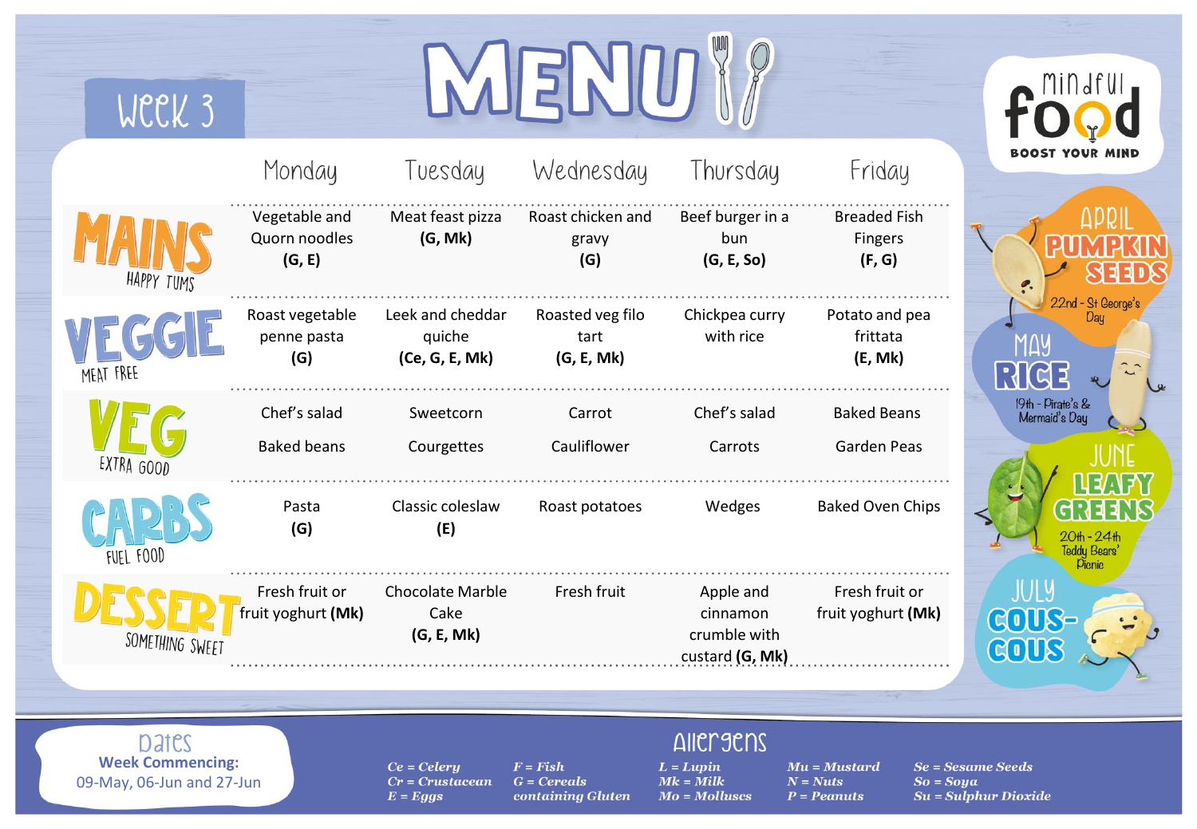# Week 3

# MENU

mindful food — BOOST YOUR MIND

| | Monday | Tuesday | Wednesday | Thursday | Friday |
|---|---|---|---|---|---|
| **MAINS** HAPPY TUMS | Vegetable and Quorn noodles **(G, E)** | Meat feast pizza **(G, Mk)** | Roast chicken and gravy **(G)** | Beef burger in a bun **(G, E, So)** | Breaded Fish Fingers **(F, G)** |
| **VEGGIE** MEAT FREE | Roast vegetable penne pasta **(G)** | Leek and cheddar quiche **(Ce, G, E, Mk)** | Roasted veg filo tart **(G, E, Mk)** | Chickpea curry with rice | Potato and pea frittata **(E, Mk)** |
| **VEG** EXTRA GOOD | Chef's salad<br>Baked beans | Sweetcorn<br>Courgettes | Carrot<br>Cauliflower | Chef's salad<br>Carrots | Baked Beans<br>Garden Peas |
| **CARBS** FUEL FOOD | Pasta **(G)** | Classic coleslaw **(E)** | Roast potatoes | Wedges | Baked Oven Chips |
| **DESSERT** SOMETHING SWEET | Fresh fruit or fruit yoghurt **(Mk)** | Chocolate Marble Cake **(G, E, Mk)** | Fresh fruit | Apple and cinnamon crumble with custard **(G, Mk)** | Fresh fruit or fruit yoghurt **(Mk)** |

APRIL **PUMPKIN SEEDS** — 22nd - St George's Day

MAY **RICE** — 19th - Pirate's & Mermaid's Day

JUNE **LEAFY GREENS** — 20th - 24th Teddy Bears' Picnic

JULY **COUS-COUS**

## Dates

**Week Commencing:**
09-May, 06-Jun and 27-Jun

## Allergens

*Ce = Celery*
*Cr = Crustacean*
*E = Eggs*
*F = Fish*
*G = Cereals containing Gluten*
*L = Lupin*
*Mk = Milk*
*Mo = Molluscs*
*Mu = Mustard*
*N = Nuts*
*P = Peanuts*
*Se = Sesame Seeds*
*So = Soya*
*Su = Sulphur Dioxide*